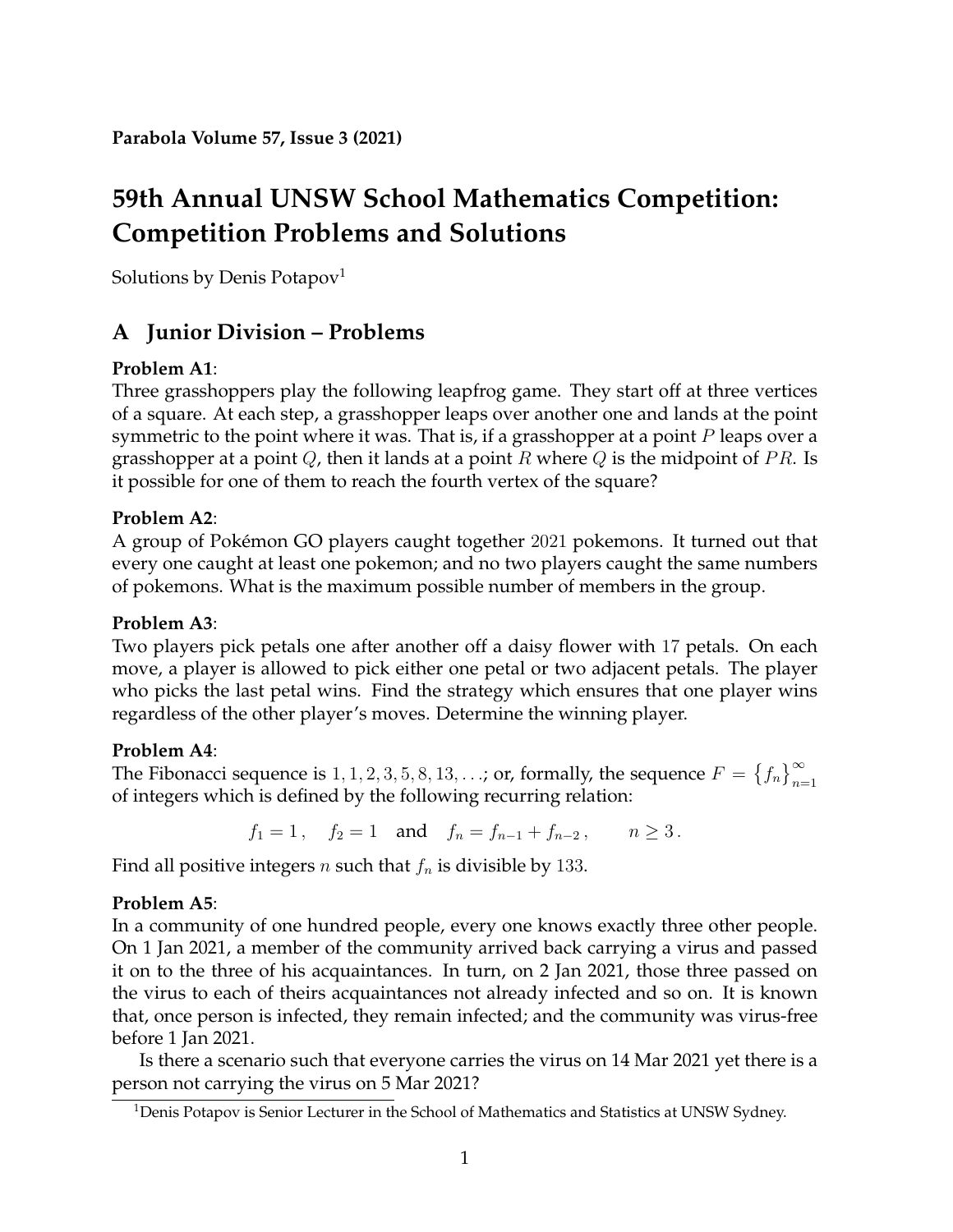**Parabola Volume 57, Issue 3 (2021)**

# 59th Annual UNSW School Mathematics Competition: Competition Problems and Solutions

Solutions by Denis Potapov[1]

## A Junior Division – Problems

**Problem A1**:
Three grasshoppers play the following leapfrog game. They start off at three vertices of a square. At each step, a grasshopper leaps over another one and lands at the point symmetric to the point where it was. That is, if a grasshopper at a point $P$ leaps over a grasshopper at a point $Q$, then it lands at a point $R$ where $Q$ is the midpoint of $PR$. Is it possible for one of them to reach the fourth vertex of the square?

**Problem A2**:
A group of Pokémon GO players caught together $2021$ pokemons. It turned out that every one caught at least one pokemon; and no two players caught the same numbers of pokemons. What is the maximum possible number of members in the group.

**Problem A3**:
Two players pick petals one after another off a daisy flower with $17$ petals. On each move, a player is allowed to pick either one petal or two adjacent petals. The player who picks the last petal wins. Find the strategy which ensures that one player wins regardless of the other player's moves. Determine the winning player.

**Problem A4**:
The Fibonacci sequence is $1, 1, 2, 3, 5, 8, 13, \ldots$; or, formally, the sequence $F = \{f_n\}_{n=1}^{\infty}$ of integers which is defined by the following recurring relation:

$$f_1 = 1\,, \quad f_2 = 1 \quad \text{and} \quad f_n = f_{n-1} + f_{n-2}\,, \qquad n \geq 3\,.$$

Find all positive integers $n$ such that $f_n$ is divisible by $133$.

**Problem A5**:
In a community of one hundred people, every one knows exactly three other people. On 1 Jan 2021, a member of the community arrived back carrying a virus and passed it on to the three of his acquaintances. In turn, on 2 Jan 2021, those three passed on the virus to each of theirs acquaintances not already infected and so on. It is known that, once person is infected, they remain infected; and the community was virus-free before 1 Jan 2021.

Is there a scenario such that everyone carries the virus on 14 Mar 2021 yet there is a person not carrying the virus on 5 Mar 2021?

[1] Denis Potapov is Senior Lecturer in the School of Mathematics and Statistics at UNSW Sydney.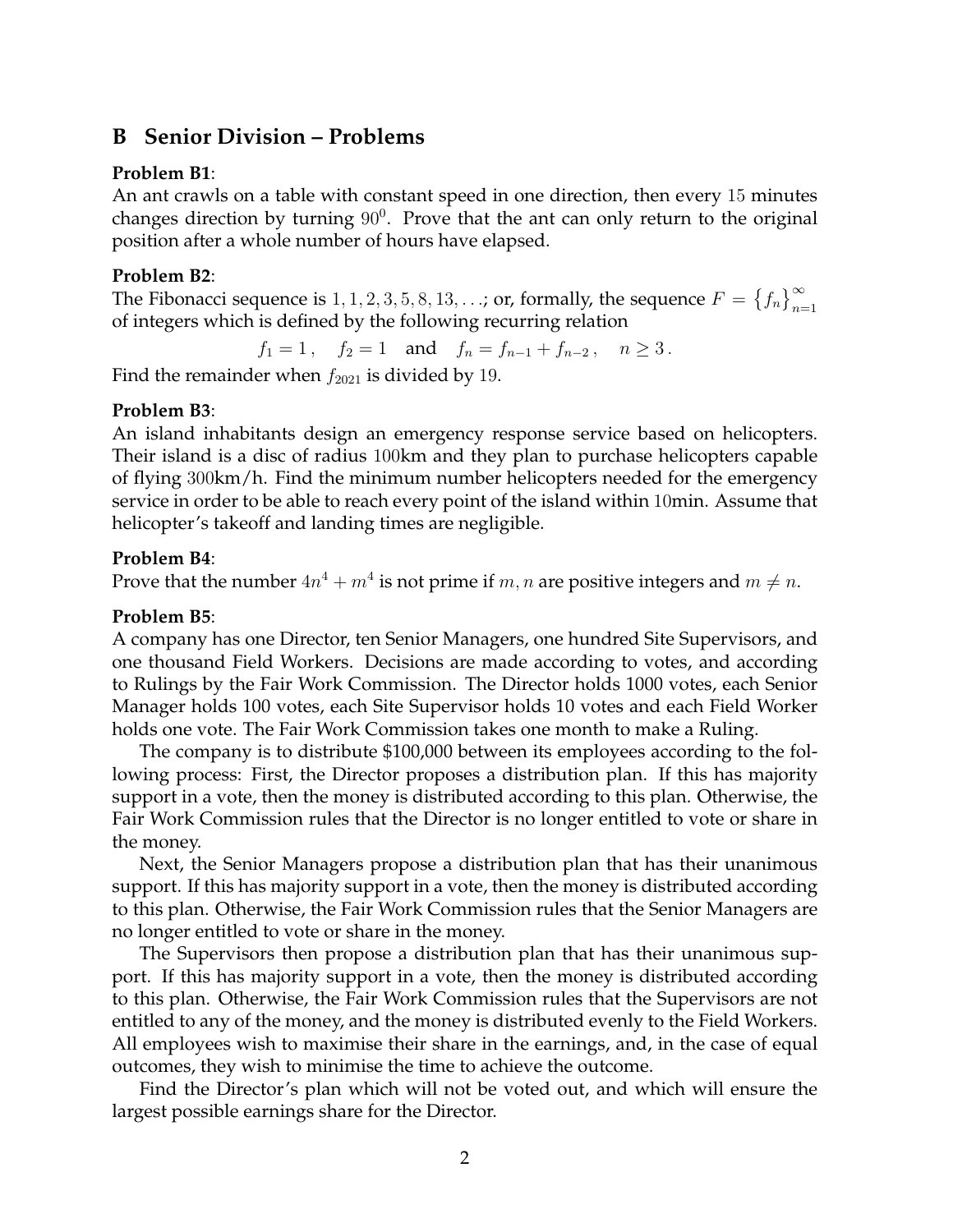## B Senior Division – Problems

**Problem B1**:
An ant crawls on a table with constant speed in one direction, then every $15$ minutes changes direction by turning $90^0$. Prove that the ant can only return to the original position after a whole number of hours have elapsed.

**Problem B2**:
The Fibonacci sequence is $1, 1, 2, 3, 5, 8, 13, \ldots$; or, formally, the sequence $F = \{f_n\}_{n=1}^{\infty}$ of integers which is defined by the following recurring relation

$$f_1 = 1, \quad f_2 = 1 \quad \text{and} \quad f_n = f_{n-1} + f_{n-2}, \quad n \geq 3.$$

Find the remainder when $f_{2021}$ is divided by $19$.

**Problem B3**:
An island inhabitants design an emergency response service based on helicopters. Their island is a disc of radius $100$km and they plan to purchase helicopters capable of flying $300$km/h. Find the minimum number helicopters needed for the emergency service in order to be able to reach every point of the island within $10$min. Assume that helicopter's takeoff and landing times are negligible.

**Problem B4**:
Prove that the number $4n^4 + m^4$ is not prime if $m, n$ are positive integers and $m \neq n$.

**Problem B5**:
A company has one Director, ten Senior Managers, one hundred Site Supervisors, and one thousand Field Workers. Decisions are made according to votes, and according to Rulings by the Fair Work Commission. The Director holds 1000 votes, each Senior Manager holds 100 votes, each Site Supervisor holds 10 votes and each Field Worker holds one vote. The Fair Work Commission takes one month to make a Ruling.

The company is to distribute $100,000 between its employees according to the following process: First, the Director proposes a distribution plan. If this has majority support in a vote, then the money is distributed according to this plan. Otherwise, the Fair Work Commission rules that the Director is no longer entitled to vote or share in the money.

Next, the Senior Managers propose a distribution plan that has their unanimous support. If this has majority support in a vote, then the money is distributed according to this plan. Otherwise, the Fair Work Commission rules that the Senior Managers are no longer entitled to vote or share in the money.

The Supervisors then propose a distribution plan that has their unanimous support. If this has majority support in a vote, then the money is distributed according to this plan. Otherwise, the Fair Work Commission rules that the Supervisors are not entitled to any of the money, and the money is distributed evenly to the Field Workers. All employees wish to maximise their share in the earnings, and, in the case of equal outcomes, they wish to minimise the time to achieve the outcome.

Find the Director's plan which will not be voted out, and which will ensure the largest possible earnings share for the Director.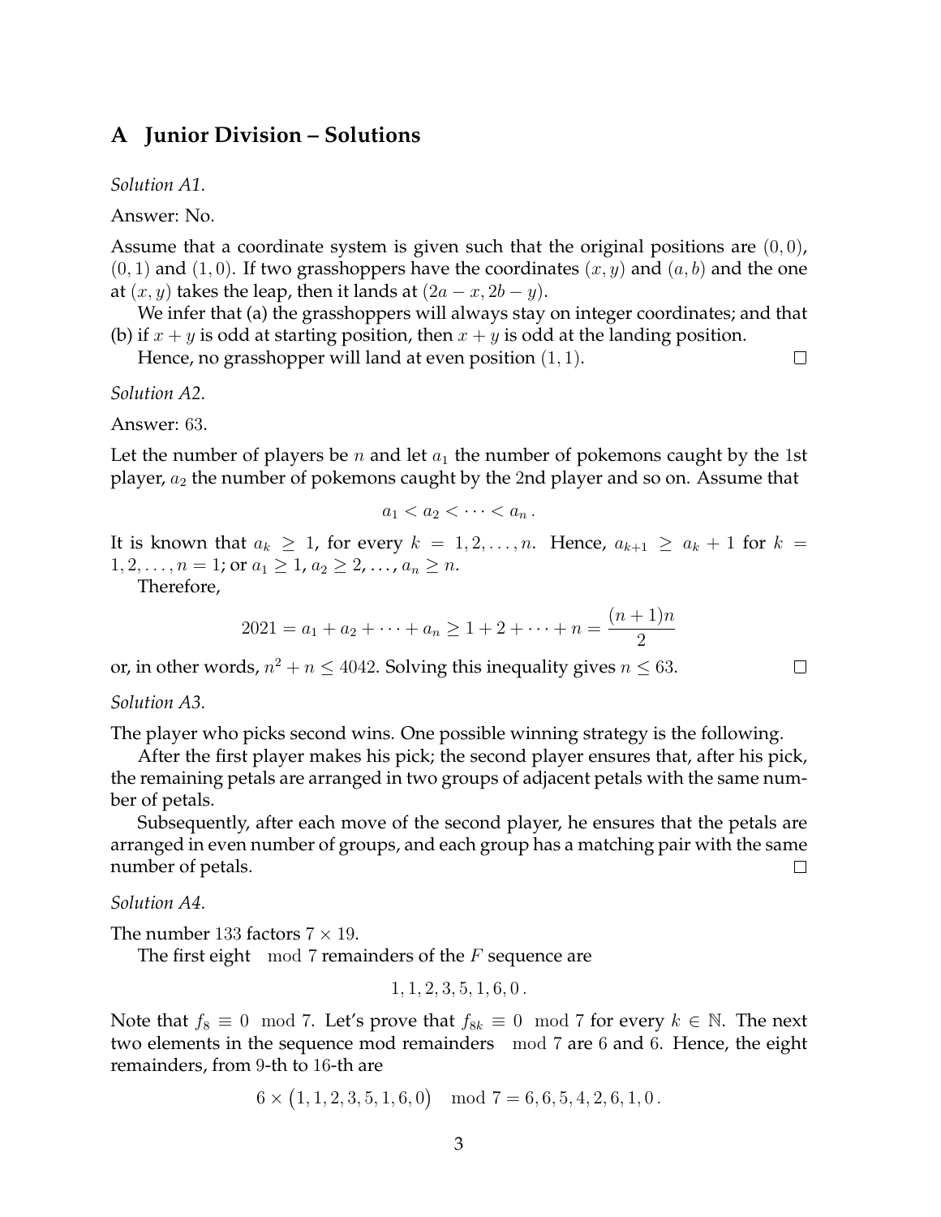## A Junior Division – Solutions

*Solution A1.*

Answer: No.

Assume that a coordinate system is given such that the original positions are $(0, 0)$, $(0, 1)$ and $(1, 0)$. If two grasshoppers have the coordinates $(x, y)$ and $(a, b)$ and the one at $(x, y)$ takes the leap, then it lands at $(2a - x, 2b - y)$.

We infer that (a) the grasshoppers will always stay on integer coordinates; and that (b) if $x + y$ is odd at starting position, then $x + y$ is odd at the landing position.

Hence, no grasshopper will land at even position $(1, 1)$. □

*Solution A2.*

Answer: 63.

Let the number of players be $n$ and let $a_1$ the number of pokemons caught by the 1st player, $a_2$ the number of pokemons caught by the 2nd player and so on. Assume that

$$a_1 < a_2 < \cdots < a_n \, .$$

It is known that $a_k \geq 1$, for every $k = 1, 2, \ldots, n$. Hence, $a_{k+1} \geq a_k + 1$ for $k = 1, 2, \ldots, n = 1$; or $a_1 \geq 1$, $a_2 \geq 2$, ..., $a_n \geq n$.

Therefore,

$$2021 = a_1 + a_2 + \cdots + a_n \geq 1 + 2 + \cdots + n = \frac{(n+1)n}{2}$$

or, in other words, $n^2 + n \leq 4042$. Solving this inequality gives $n \leq 63$. □

*Solution A3.*

The player who picks second wins. One possible winning strategy is the following.

After the first player makes his pick; the second player ensures that, after his pick, the remaining petals are arranged in two groups of adjacent petals with the same number of petals.

Subsequently, after each move of the second player, he ensures that the petals are arranged in even number of groups, and each group has a matching pair with the same number of petals. □

*Solution A4.*

The number 133 factors $7 \times 19$.

The first eight $\mod 7$ remainders of the $F$ sequence are

$$1, 1, 2, 3, 5, 1, 6, 0 \, .$$

Note that $f_8 \equiv 0 \mod 7$. Let's prove that $f_{8k} \equiv 0 \mod 7$ for every $k \in \mathbb{N}$. The next two elements in the sequence mod remainders $\mod 7$ are 6 and 6. Hence, the eight remainders, from 9-th to 16-th are

$$6 \times \big(1, 1, 2, 3, 5, 1, 6, 0\big) \mod 7 = 6, 6, 5, 4, 2, 6, 1, 0 \, .$$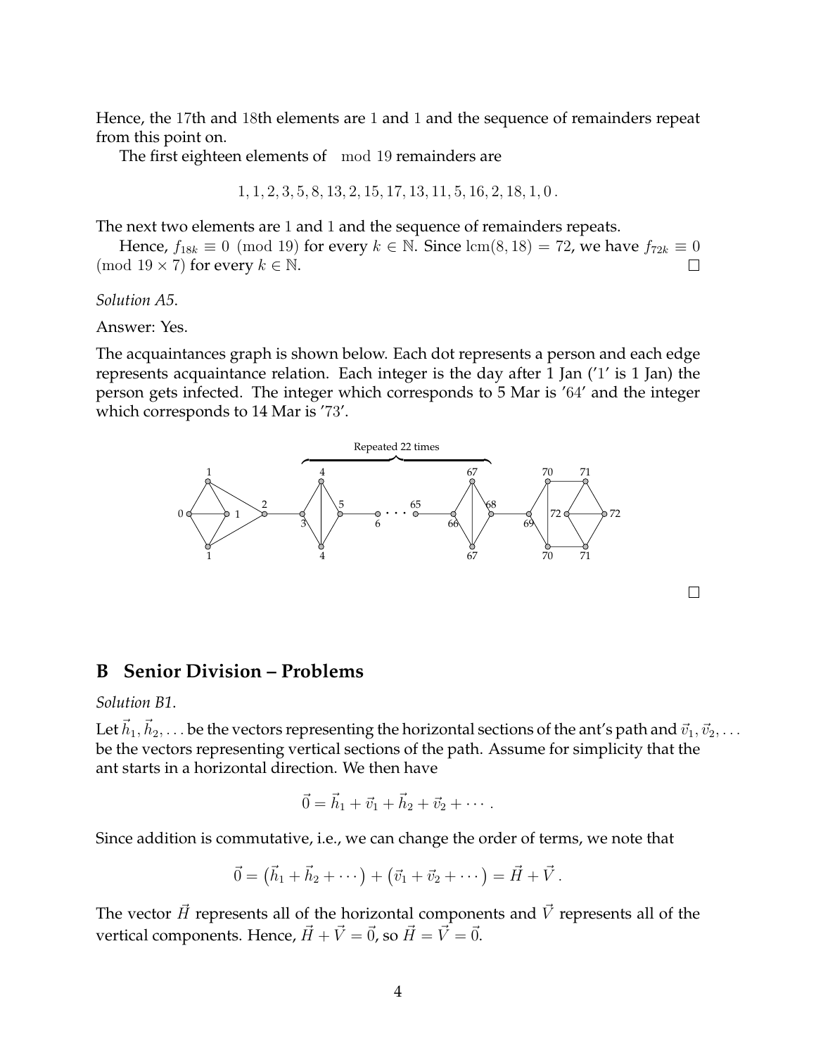Hence, the 17th and 18th elements are 1 and 1 and the sequence of remainders repeat from this point on.

The first eighteen elements of $\mod 19$ remainders are

$$1, 1, 2, 3, 5, 8, 13, 2, 15, 17, 13, 11, 5, 16, 2, 18, 1, 0\,.$$

The next two elements are 1 and 1 and the sequence of remainders repeats.

Hence, $f_{18k} \equiv 0 \pmod{19}$ for every $k \in \mathbb{N}$. Since $\operatorname{lcm}(8, 18) = 72$, we have $f_{72k} \equiv 0 \pmod{19 \times 7}$ for every $k \in \mathbb{N}$. □

*Solution A5.*

Answer: Yes.

The acquaintances graph is shown below. Each dot represents a person and each edge represents acquaintance relation. Each integer is the day after 1 Jan ('1' is 1 Jan) the person gets infected. The integer which corresponds to 5 Mar is '64' and the integer which corresponds to 14 Mar is '73'.

□

## B Senior Division – Problems

*Solution B1.*

Let $\vec{h}_1, \vec{h}_2, \ldots$ be the vectors representing the horizontal sections of the ant's path and $\vec{v}_1, \vec{v}_2, \ldots$ be the vectors representing vertical sections of the path. Assume for simplicity that the ant starts in a horizontal direction. We then have

$$\vec{0} = \vec{h}_1 + \vec{v}_1 + \vec{h}_2 + \vec{v}_2 + \cdots\,.$$

Since addition is commutative, i.e., we can change the order of terms, we note that

$$\vec{0} = \left(\vec{h}_1 + \vec{h}_2 + \cdots\right) + \left(\vec{v}_1 + \vec{v}_2 + \cdots\right) = \vec{H} + \vec{V}\,.$$

The vector $\vec{H}$ represents all of the horizontal components and $\vec{V}$ represents all of the vertical components. Hence, $\vec{H} + \vec{V} = \vec{0}$, so $\vec{H} = \vec{V} = \vec{0}$.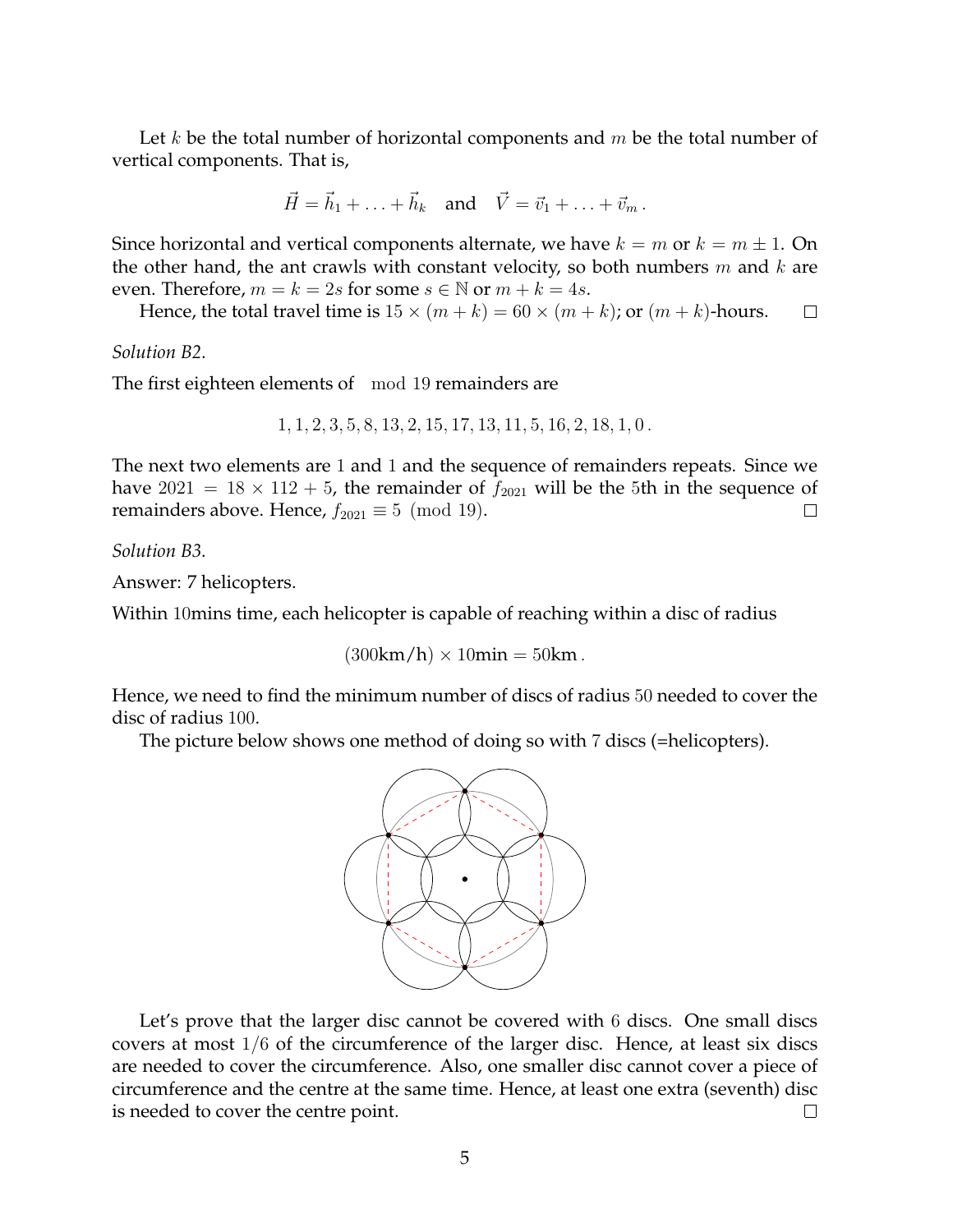Let $k$ be the total number of horizontal components and $m$ be the total number of vertical components. That is,

$$\vec{H} = \vec{h}_1 + \ldots + \vec{h}_k \quad \text{and} \quad \vec{V} = \vec{v}_1 + \ldots + \vec{v}_m \,.$$

Since horizontal and vertical components alternate, we have $k = m$ or $k = m \pm 1$. On the other hand, the ant crawls with constant velocity, so both numbers $m$ and $k$ are even. Therefore, $m = k = 2s$ for some $s \in \mathbb{N}$ or $m + k = 4s$.

Hence, the total travel time is $15 \times (m + k) = 60 \times (m + k)$; or $(m + k)$-hours. □

*Solution B2.*

The first eighteen elements of $\mod 19$ remainders are

$$1, 1, 2, 3, 5, 8, 13, 2, 15, 17, 13, 11, 5, 16, 2, 18, 1, 0 \,.$$

The next two elements are $1$ and $1$ and the sequence of remainders repeats. Since we have $2021 = 18 \times 112 + 5$, the remainder of $f_{2021}$ will be the $5$th in the sequence of remainders above. Hence, $f_{2021} \equiv 5 \pmod{19}$. □

*Solution B3.*

Answer: 7 helicopters.

Within $10$mins time, each helicopter is capable of reaching within a disc of radius

$$(300\text{km/h}) \times 10\text{min} = 50\text{km} \,.$$

Hence, we need to find the minimum number of discs of radius $50$ needed to cover the disc of radius $100$.

The picture below shows one method of doing so with $7$ discs (=helicopters).

Let's prove that the larger disc cannot be covered with $6$ discs. One small discs covers at most $1/6$ of the circumference of the larger disc. Hence, at least six discs are needed to cover the circumference. Also, one smaller disc cannot cover a piece of circumference and the centre at the same time. Hence, at least one extra (seventh) disc is needed to cover the centre point. □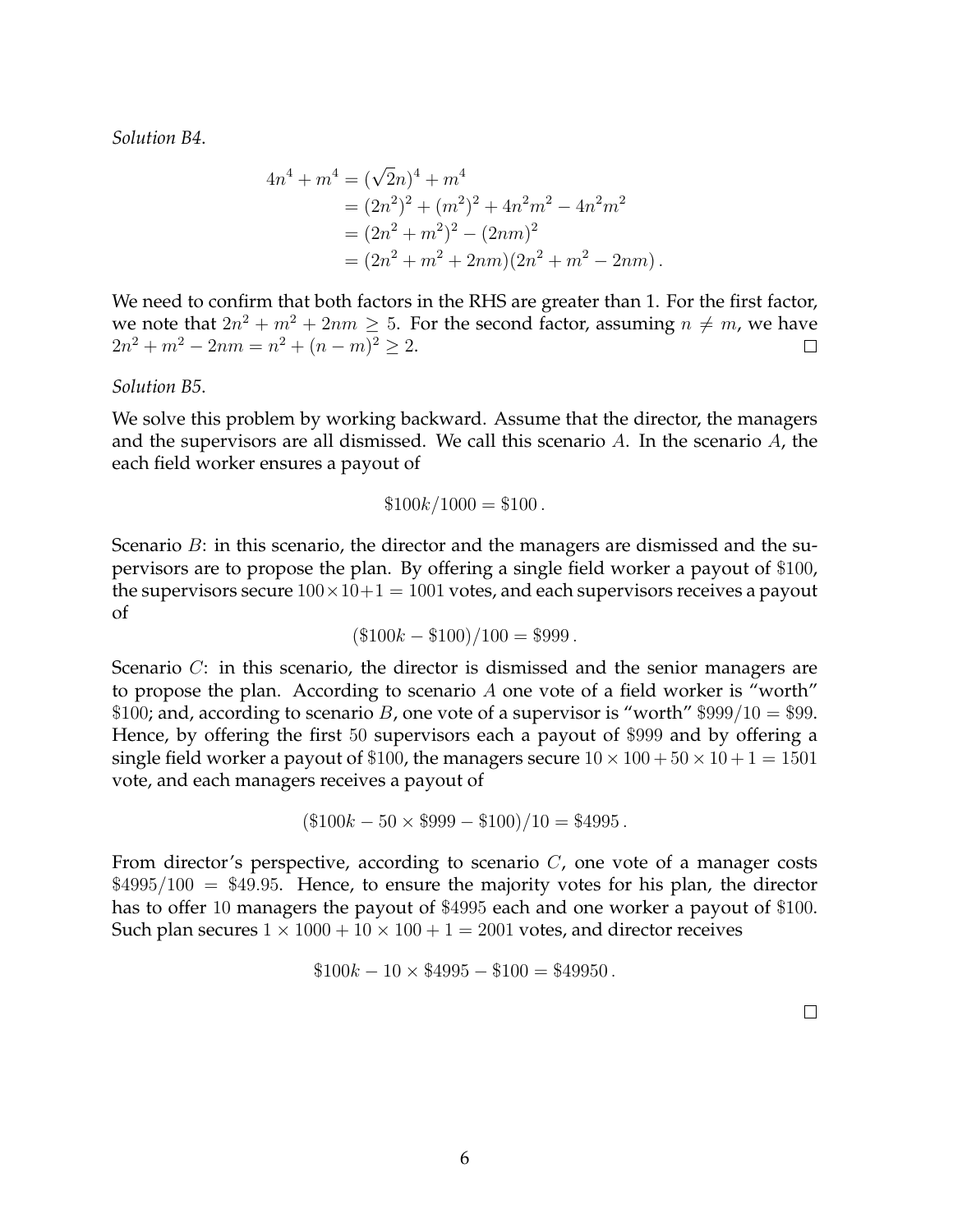*Solution B4.*

$$
\begin{aligned}
4n^4 + m^4 &= (\sqrt{2}n)^4 + m^4 \\
&= (2n^2)^2 + (m^2)^2 + 4n^2m^2 - 4n^2m^2 \\
&= (2n^2 + m^2)^2 - (2nm)^2 \\
&= (2n^2 + m^2 + 2nm)(2n^2 + m^2 - 2nm)\,.
\end{aligned}
$$

We need to confirm that both factors in the RHS are greater than 1. For the first factor, we note that $2n^2 + m^2 + 2nm \geq 5$. For the second factor, assuming $n \neq m$, we have $2n^2 + m^2 - 2nm = n^2 + (n - m)^2 \geq 2$. □

*Solution B5.*

We solve this problem by working backward. Assume that the director, the managers and the supervisors are all dismissed. We call this scenario $A$. In the scenario $A$, the each field worker ensures a payout of

$$\$100k/1000 = \$100\,.$$

Scenario $B$: in this scenario, the director and the managers are dismissed and the supervisors are to propose the plan. By offering a single field worker a payout of $\$100$, the supervisors secure $100 \times 10 + 1 = 1001$ votes, and each supervisors receives a payout of

$$(\$100k - \$100)/100 = \$999\,.$$

Scenario $C$: in this scenario, the director is dismissed and the senior managers are to propose the plan. According to scenario $A$ one vote of a field worker is "worth" $\$100$; and, according to scenario $B$, one vote of a supervisor is "worth" $\$999/10 = \$99$. Hence, by offering the first $50$ supervisors each a payout of $\$999$ and by offering a single field worker a payout of $\$100$, the managers secure $10 \times 100 + 50 \times 10 + 1 = 1501$ vote, and each managers receives a payout of

$$(\$100k - 50 \times \$999 - \$100)/10 = \$4995\,.$$

From director's perspective, according to scenario $C$, one vote of a manager costs $\$4995/100 = \$49.95$. Hence, to ensure the majority votes for his plan, the director has to offer $10$ managers the payout of $\$4995$ each and one worker a payout of $\$100$. Such plan secures $1 \times 1000 + 10 \times 100 + 1 = 2001$ votes, and director receives

$$\$100k - 10 \times \$4995 - \$100 = \$49950\,.$$

□